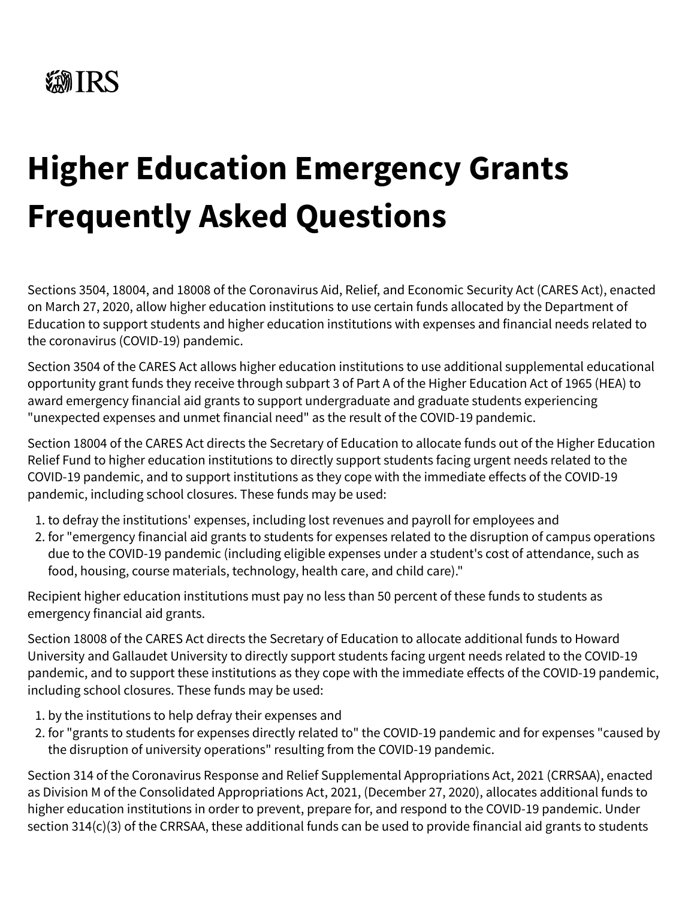# Higher Education Emergency Grants Frequently Asked Questions

Sections 3504, 18004, and 18008 of the Coronavirus Aid, Relief, and Economic Security Act (CARES Act), enacted on March 27, 2020, allow higher education institutions to use certain funds allocated by the Department of Education to support students and higher education institutions with expenses and financial needs related to the coronavirus (COVID-19) pandemic.

Section 3504 of the CARES Act allows higher education institutions to use additional supplemental educational opportunity grant funds they receive through subpart 3 of Part A of the Higher Education Act of 1965 (HEA) to award emergency financial aid grants to support undergraduate and graduate students experiencing "unexpected expenses and unmet financial need" as the result of the COVID-19 pandemic.

Section 18004 of the CARES Act directs the Secretary of Education to allocate funds out of the Higher Education Relief Fund to higher education institutions to directly support students facing urgent needs related to the COVID-19 pandemic, and to support institutions as they cope with the immediate effects of the COVID-19 pandemic, including school closures. These funds may be used:

1. to defray the institutions' expenses, including lost revenues and payroll for employees and
2. for "emergency financial aid grants to students for expenses related to the disruption of campus operations due to the COVID-19 pandemic (including eligible expenses under a student's cost of attendance, such as food, housing, course materials, technology, health care, and child care)."

Recipient higher education institutions must pay no less than 50 percent of these funds to students as emergency financial aid grants.

Section 18008 of the CARES Act directs the Secretary of Education to allocate additional funds to Howard University and Gallaudet University to directly support students facing urgent needs related to the COVID-19 pandemic, and to support these institutions as they cope with the immediate effects of the COVID-19 pandemic, including school closures. These funds may be used:

1. by the institutions to help defray their expenses and
2. for "grants to students for expenses directly related to" the COVID-19 pandemic and for expenses "caused by the disruption of university operations" resulting from the COVID-19 pandemic.

Section 314 of the Coronavirus Response and Relief Supplemental Appropriations Act, 2021 (CRRSAA), enacted as Division M of the Consolidated Appropriations Act, 2021, (December 27, 2020), allocates additional funds to higher education institutions in order to prevent, prepare for, and respond to the COVID-19 pandemic. Under section 314(c)(3) of the CRRSAA, these additional funds can be used to provide financial aid grants to students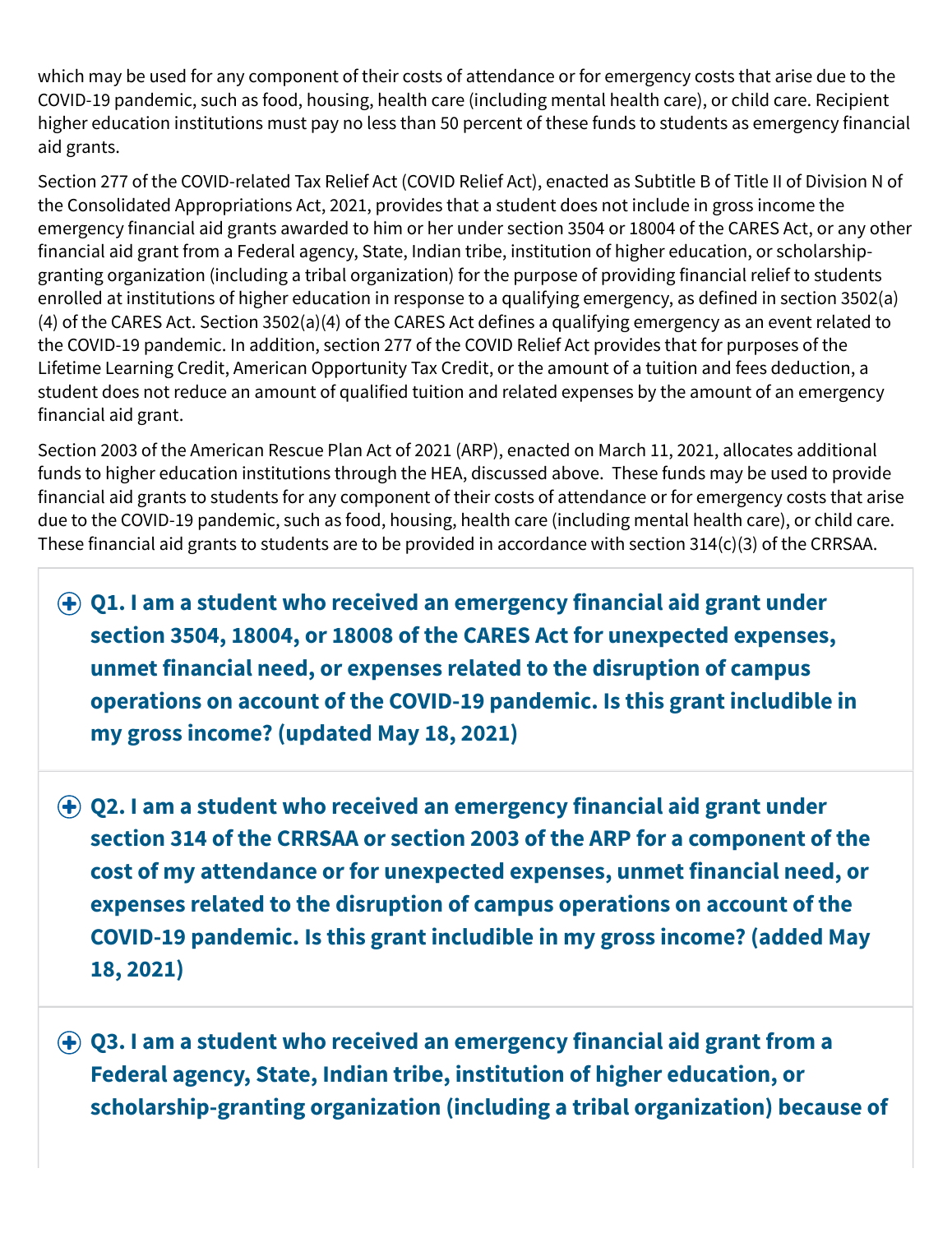which may be used for any component of their costs of attendance or for emergency costs that arise due to the COVID-19 pandemic, such as food, housing, health care (including mental health care), or child care. Recipient higher education institutions must pay no less than 50 percent of these funds to students as emergency financial aid grants.

Section 277 of the COVID-related Tax Relief Act (COVID Relief Act), enacted as Subtitle B of Title II of Division N of the Consolidated Appropriations Act, 2021, provides that a student does not include in gross income the emergency financial aid grants awarded to him or her under section 3504 or 18004 of the CARES Act, or any other financial aid grant from a Federal agency, State, Indian tribe, institution of higher education, or scholarship-granting organization (including a tribal organization) for the purpose of providing financial relief to students enrolled at institutions of higher education in response to a qualifying emergency, as defined in section 3502(a)(4) of the CARES Act. Section 3502(a)(4) of the CARES Act defines a qualifying emergency as an event related to the COVID-19 pandemic. In addition, section 277 of the COVID Relief Act provides that for purposes of the Lifetime Learning Credit, American Opportunity Tax Credit, or the amount of a tuition and fees deduction, a student does not reduce an amount of qualified tuition and related expenses by the amount of an emergency financial aid grant.

Section 2003 of the American Rescue Plan Act of 2021 (ARP), enacted on March 11, 2021, allocates additional funds to higher education institutions through the HEA, discussed above. These funds may be used to provide financial aid grants to students for any component of their costs of attendance or for emergency costs that arise due to the COVID-19 pandemic, such as food, housing, health care (including mental health care), or child care. These financial aid grants to students are to be provided in accordance with section 314(c)(3) of the CRRSAA.

### Q1. I am a student who received an emergency financial aid grant under section 3504, 18004, or 18008 of the CARES Act for unexpected expenses, unmet financial need, or expenses related to the disruption of campus operations on account of the COVID-19 pandemic. Is this grant includible in my gross income? (updated May 18, 2021)

### Q2. I am a student who received an emergency financial aid grant under section 314 of the CRRSAA or section 2003 of the ARP for a component of the cost of my attendance or for unexpected expenses, unmet financial need, or expenses related to the disruption of campus operations on account of the COVID-19 pandemic. Is this grant includible in my gross income? (added May 18, 2021)

### Q3. I am a student who received an emergency financial aid grant from a Federal agency, State, Indian tribe, institution of higher education, or scholarship-granting organization (including a tribal organization) because of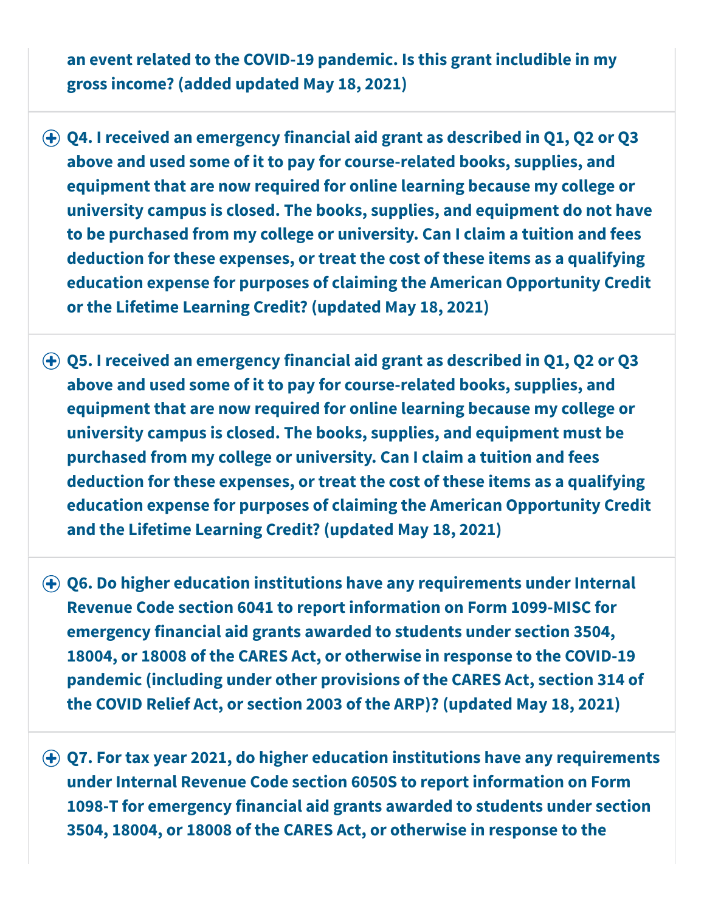**an event related to the COVID-19 pandemic. Is this grant includible in my gross income? (added updated May 18, 2021)**

**Q4. I received an emergency financial aid grant as described in Q1, Q2 or Q3 above and used some of it to pay for course-related books, supplies, and equipment that are now required for online learning because my college or university campus is closed. The books, supplies, and equipment do not have to be purchased from my college or university. Can I claim a tuition and fees deduction for these expenses, or treat the cost of these items as a qualifying education expense for purposes of claiming the American Opportunity Credit or the Lifetime Learning Credit? (updated May 18, 2021)**

**Q5. I received an emergency financial aid grant as described in Q1, Q2 or Q3 above and used some of it to pay for course-related books, supplies, and equipment that are now required for online learning because my college or university campus is closed. The books, supplies, and equipment must be purchased from my college or university. Can I claim a tuition and fees deduction for these expenses, or treat the cost of these items as a qualifying education expense for purposes of claiming the American Opportunity Credit and the Lifetime Learning Credit? (updated May 18, 2021)**

**Q6. Do higher education institutions have any requirements under Internal Revenue Code section 6041 to report information on Form 1099-MISC for emergency financial aid grants awarded to students under section 3504, 18004, or 18008 of the CARES Act, or otherwise in response to the COVID-19 pandemic (including under other provisions of the CARES Act, section 314 of the COVID Relief Act, or section 2003 of the ARP)? (updated May 18, 2021)**

**Q7. For tax year 2021, do higher education institutions have any requirements under Internal Revenue Code section 6050S to report information on Form 1098-T for emergency financial aid grants awarded to students under section 3504, 18004, or 18008 of the CARES Act, or otherwise in response to the**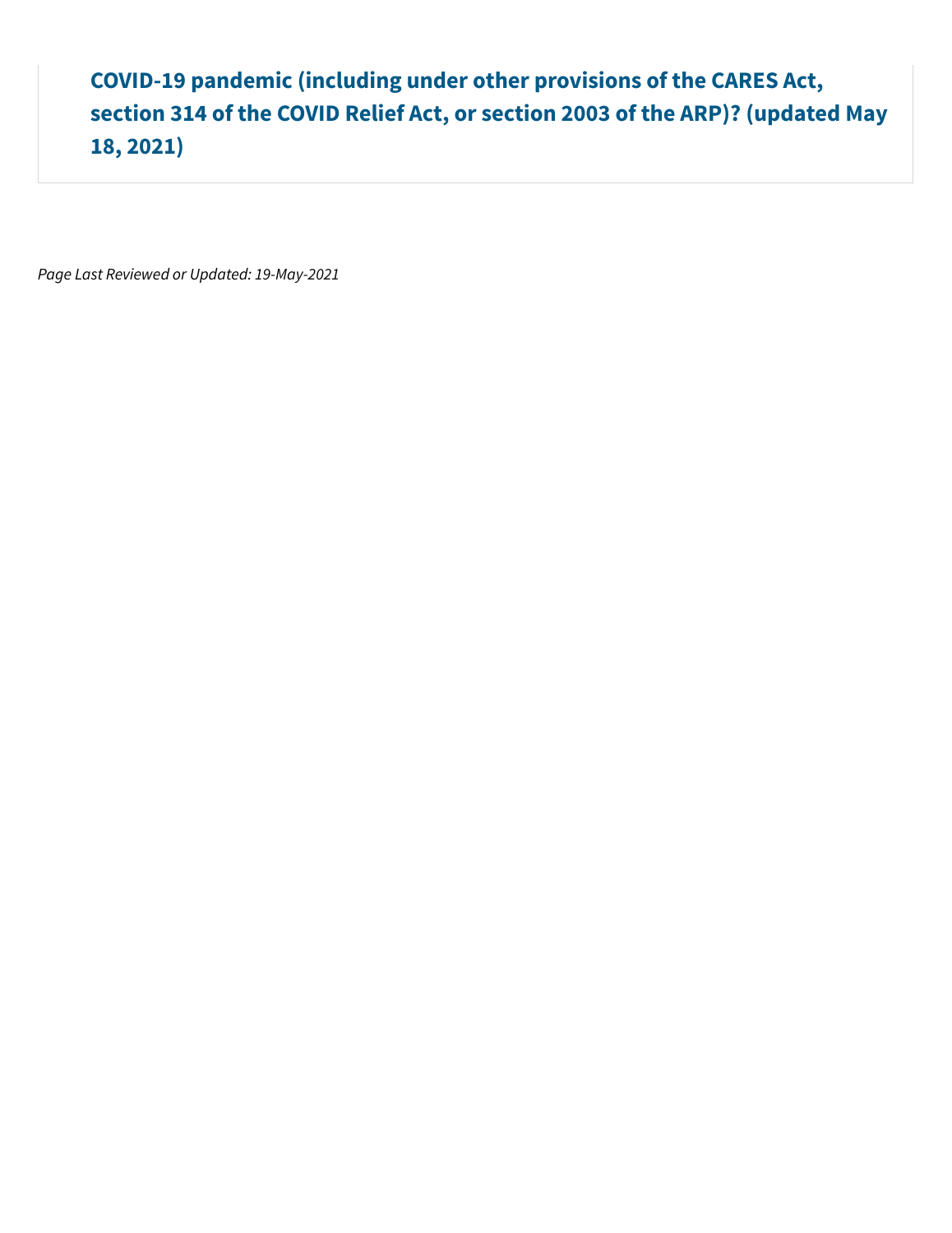**COVID-19 pandemic (including under other provisions of the CARES Act, section 314 of the COVID Relief Act, or section 2003 of the ARP)? (updated May 18, 2021)**

*Page Last Reviewed or Updated: 19-May-2021*